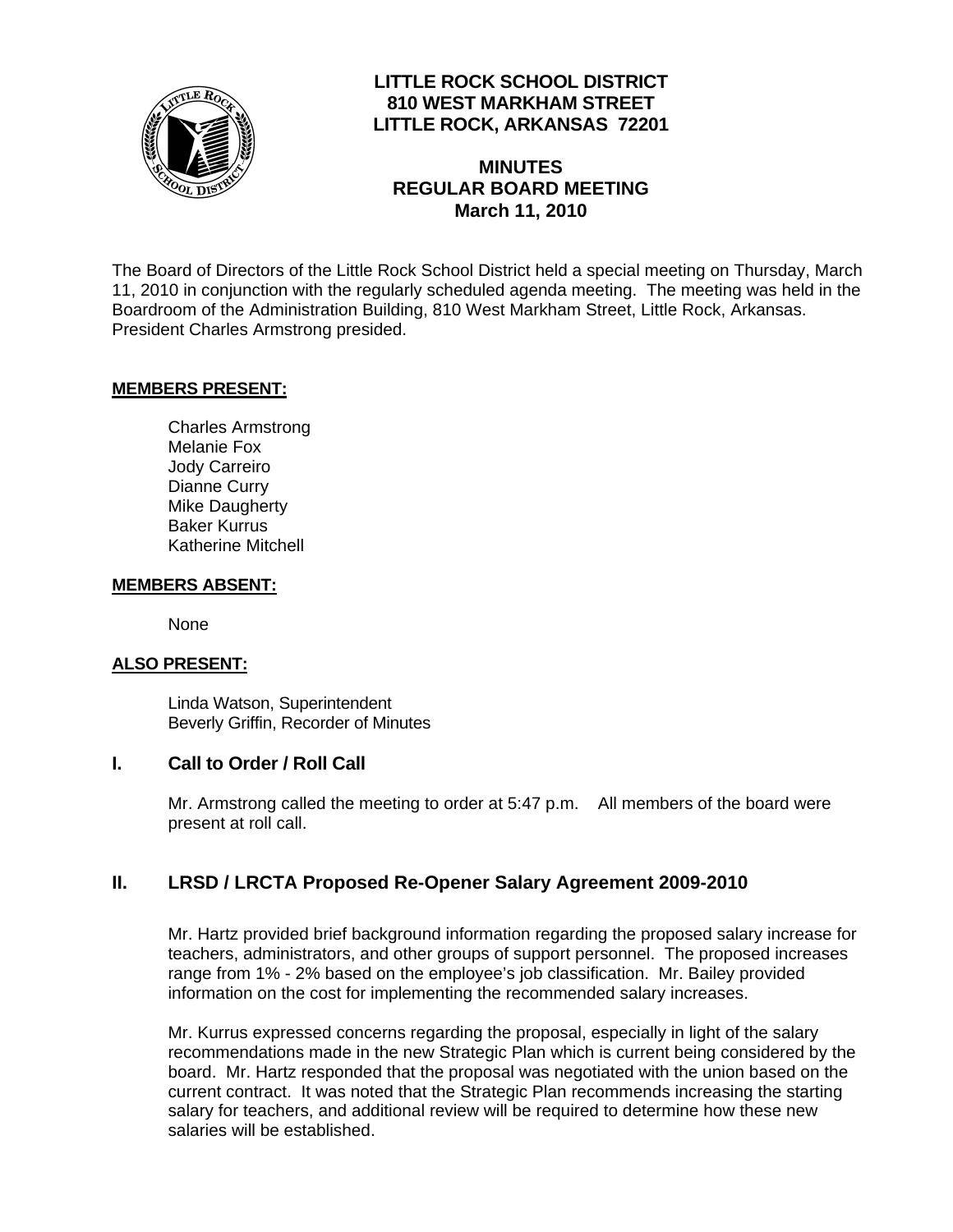# LITTLE ROCK SCHOOL DISTRICT
## 810 WEST MARKHAM STREET
## LITTLE ROCK, ARKANSAS 72201

## MINUTES
## REGULAR BOARD MEETING
## March 11, 2010

The Board of Directors of the Little Rock School District held a special meeting on Thursday, March 11, 2010 in conjunction with the regularly scheduled agenda meeting. The meeting was held in the Boardroom of the Administration Building, 810 West Markham Street, Little Rock, Arkansas. President Charles Armstrong presided.

**MEMBERS PRESENT:**

Charles Armstrong
Melanie Fox
Jody Carreiro
Dianne Curry
Mike Daugherty
Baker Kurrus
Katherine Mitchell

**MEMBERS ABSENT:**

None

**ALSO PRESENT:**

Linda Watson, Superintendent
Beverly Griffin, Recorder of Minutes

## I. Call to Order / Roll Call

Mr. Armstrong called the meeting to order at 5:47 p.m. All members of the board were present at roll call.

## II. LRSD / LRCTA Proposed Re-Opener Salary Agreement 2009-2010

Mr. Hartz provided brief background information regarding the proposed salary increase for teachers, administrators, and other groups of support personnel. The proposed increases range from 1% - 2% based on the employee's job classification. Mr. Bailey provided information on the cost for implementing the recommended salary increases.

Mr. Kurrus expressed concerns regarding the proposal, especially in light of the salary recommendations made in the new Strategic Plan which is current being considered by the board. Mr. Hartz responded that the proposal was negotiated with the union based on the current contract. It was noted that the Strategic Plan recommends increasing the starting salary for teachers, and additional review will be required to determine how these new salaries will be established.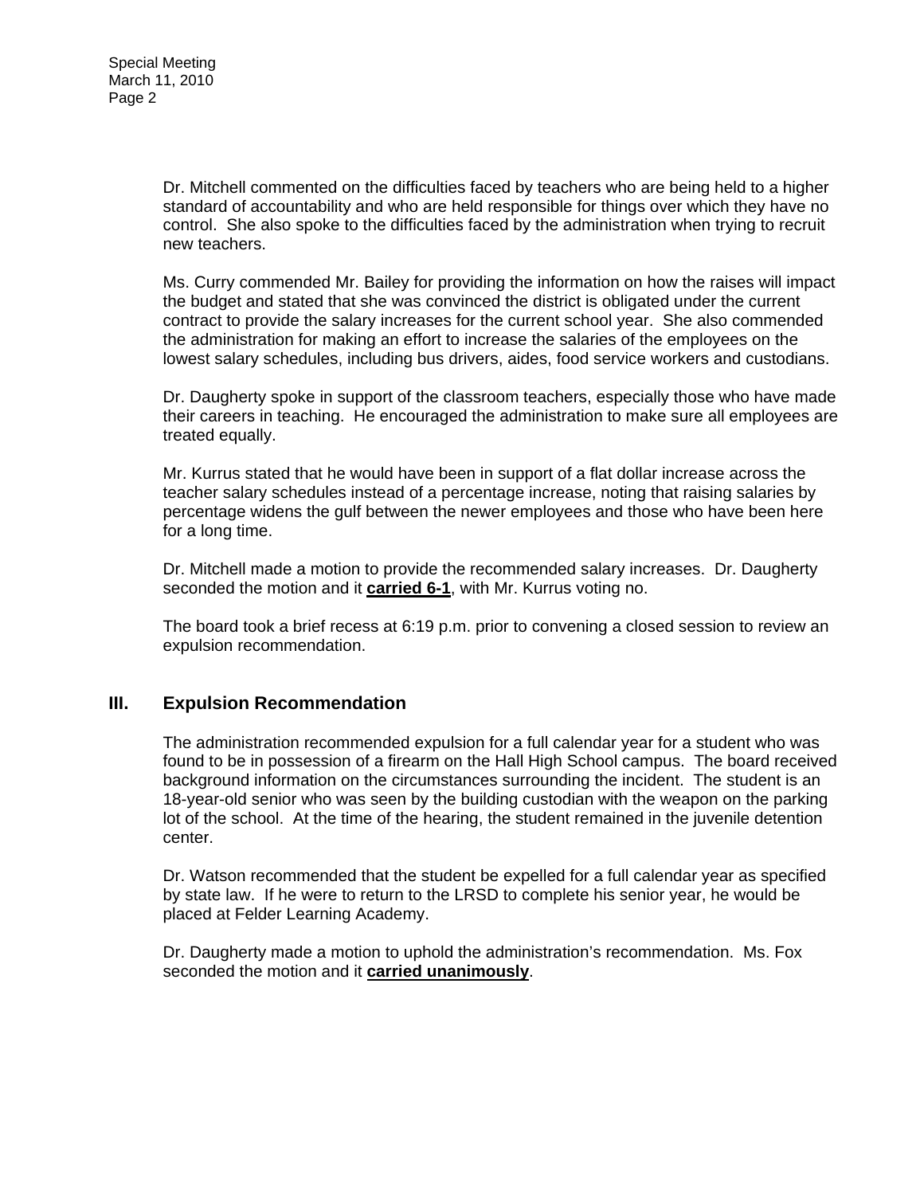Dr. Mitchell commented on the difficulties faced by teachers who are being held to a higher standard of accountability and who are held responsible for things over which they have no control. She also spoke to the difficulties faced by the administration when trying to recruit new teachers.

Ms. Curry commended Mr. Bailey for providing the information on how the raises will impact the budget and stated that she was convinced the district is obligated under the current contract to provide the salary increases for the current school year. She also commended the administration for making an effort to increase the salaries of the employees on the lowest salary schedules, including bus drivers, aides, food service workers and custodians.

Dr. Daugherty spoke in support of the classroom teachers, especially those who have made their careers in teaching. He encouraged the administration to make sure all employees are treated equally.

Mr. Kurrus stated that he would have been in support of a flat dollar increase across the teacher salary schedules instead of a percentage increase, noting that raising salaries by percentage widens the gulf between the newer employees and those who have been here for a long time.

Dr. Mitchell made a motion to provide the recommended salary increases. Dr. Daugherty seconded the motion and it **carried 6-1**, with Mr. Kurrus voting no.

The board took a brief recess at 6:19 p.m. prior to convening a closed session to review an expulsion recommendation.

## III. Expulsion Recommendation

The administration recommended expulsion for a full calendar year for a student who was found to be in possession of a firearm on the Hall High School campus. The board received background information on the circumstances surrounding the incident. The student is an 18-year-old senior who was seen by the building custodian with the weapon on the parking lot of the school. At the time of the hearing, the student remained in the juvenile detention center.

Dr. Watson recommended that the student be expelled for a full calendar year as specified by state law. If he were to return to the LRSD to complete his senior year, he would be placed at Felder Learning Academy.

Dr. Daugherty made a motion to uphold the administration's recommendation. Ms. Fox seconded the motion and it **carried unanimously**.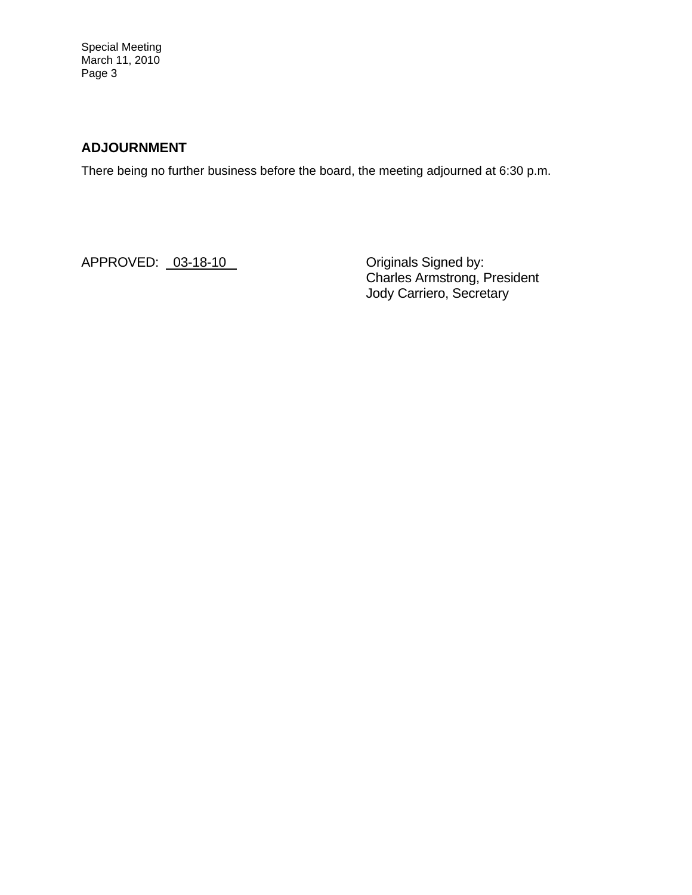## ADJOURNMENT

There being no further business before the board, the meeting adjourned at 6:30 p.m.

APPROVED: 03-18-10

Originals Signed by:
Charles Armstrong, President
Jody Carriero, Secretary